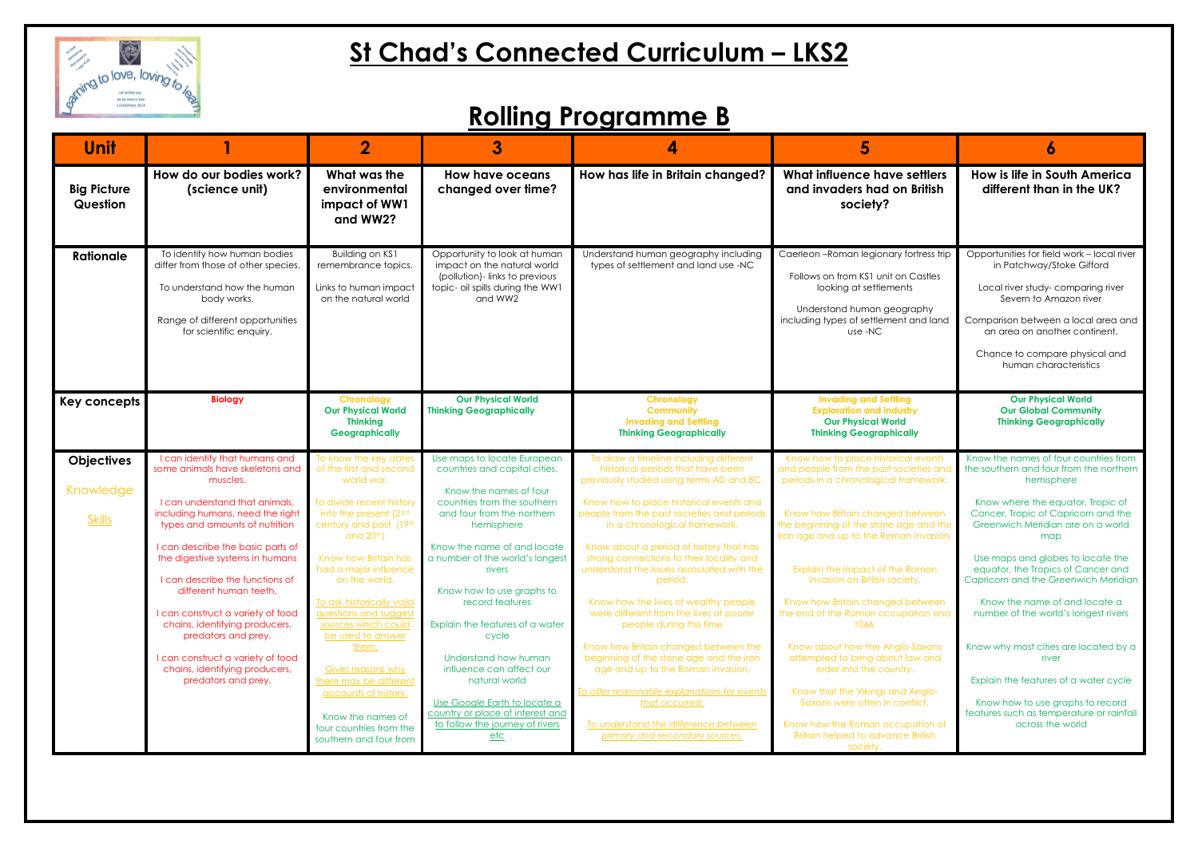# St Chad's Connected Curriculum – LKS2

## Rolling Programme B

| Unit | 1 | 2 | 3 | 4 | 5 | 6 |
|---|---|---|---|---|---|---|
| **Big Picture Question** | **How do our bodies work? (science unit)** | **What was the environmental impact of WW1 and WW2?** | **How have oceans changed over time?** | **How has life in Britain changed?** | **What influence have settlers and invaders had on British society?** | **How is life in South America different than in the UK?** |
| **Rationale** | To identify how human bodies differ from those of other species.<br><br>To understand how the human body works.<br><br>Range of different opportunities for scientific enquiry. | Building on KS1 remembrance topics.<br><br>Links to human impact on the natural world | Opportunity to look at human impact on the natural world (pollution)- links to previous topic- oil spills during the WW1 and WW2 | Understand human geography including types of settlement and land use -NC | Caerleon –Roman legionary fortress trip<br><br>Follows on from KS1 unit on Castles looking at settlements<br><br>Understand human geography including types of settlement and land use -NC | Opportunities for field work – local river in Patchway/Stoke Gifford<br><br>Local river study- comparing river Severn to Amazon river<br><br>Comparison between a local area and an area on another continent.<br><br>Chance to compare physical and human characteristics |
| **Key concepts** | **Biology** | **Chronology**<br>**Our Physical World**<br>**Thinking Geographically** | **Our Physical World**<br>**Thinking Geographically** | **Chronology**<br>**Community**<br>**Invading and Settling**<br>**Thinking Geographically** | **Invading and Settling**<br>**Exploration and Industry**<br>**Our Physical World**<br>**Thinking Geographically** | **Our Physical World**<br>**Our Global Community**<br>**Thinking Geographically** |
| **Objectives**<br><br>Knowledge<br><br>Skills | I can identify that humans and some animals have skeletons and muscles.<br><br>I can understand that animals, including humans, need the right types and amounts of nutrition<br><br>I can describe the basic parts of the digestive systems in humans<br><br>I can describe the functions of different human teeth.<br><br>I can construct a variety of food chains, identifying producers, predators and prey.<br><br>I can construct a variety of food chains, identifying producers, predators and prey. | To know the key dates of the first and second world war.<br><br>To divide recent history into the present (21st century and past (19th and 20th)<br><br>Know how Britain has had a major influence on the world.<br><br>To ask historically valid questions and suggest sources which could be used to answer them.<br><br>Gives reasons why there may be different accounts of history.<br><br>Know the names of four countries from the southern and four from | Use maps to locate European countries and capital cities.<br><br>Know the names of four countries from the southern and four from the northern hemisphere<br><br>Know the name of and locate a number of the world's longest rivers<br><br>Know how to use graphs to record features<br><br>Explain the features of a water cycle<br><br>Understand how human influence can affect our natural world<br><br>Use Google Earth to locate a country or place of interest and to follow the journey of rivers etc | To draw a timeline including different historical periods that have been previously studied using terms AD and BC.<br><br>Know how to place historical events and people from the past societies and periods in a chronological framework.<br><br>Know about a period of history that has strong connections to their locality and understand the issues associated with the period.<br><br>Know how the lives of wealthy people were different from the lives of poorer people during this time<br><br>Know how Britain changed between the beginning of the stone age and the iron age and up to the Roman invasion.<br><br>To offer reasonable explanations for events that occurred.<br><br>To understand the difference between primary and secondary sources. | Know how to place historical events and people from the past societies and periods in a chronological framework.<br><br>Know how Britain changed between the beginning of the stone age and the iron age and up to the Roman invasion.<br><br>Explain the impact of the Roman invasion on British society.<br><br>Know how Britain changed between the end of the Roman occupation and 1066.<br><br>Know about how the Anglo-Saxons attempted to bring about law and order into the country.<br><br>Know that the Vikings and Anglo-Saxons were often in conflict.<br><br>Know how the Roman occupation of Britain helped to advance British society. | Know the names of four countries from the southern and four from the northern hemisphere<br><br>Know where the equator, Tropic of Cancer, Tropic of Capricorn and the Greenwich Meridian are on a world map<br><br>Use maps and globes to locate the equator, the Tropics of Cancer and Capricorn and the Greenwich Meridian<br><br>Know the name of and locate a number of the world's longest rivers<br><br>Know why most cities are located by a river<br><br>Explain the features of a water cycle<br><br>Know how to use graphs to record features such as temperature or rainfall across the world |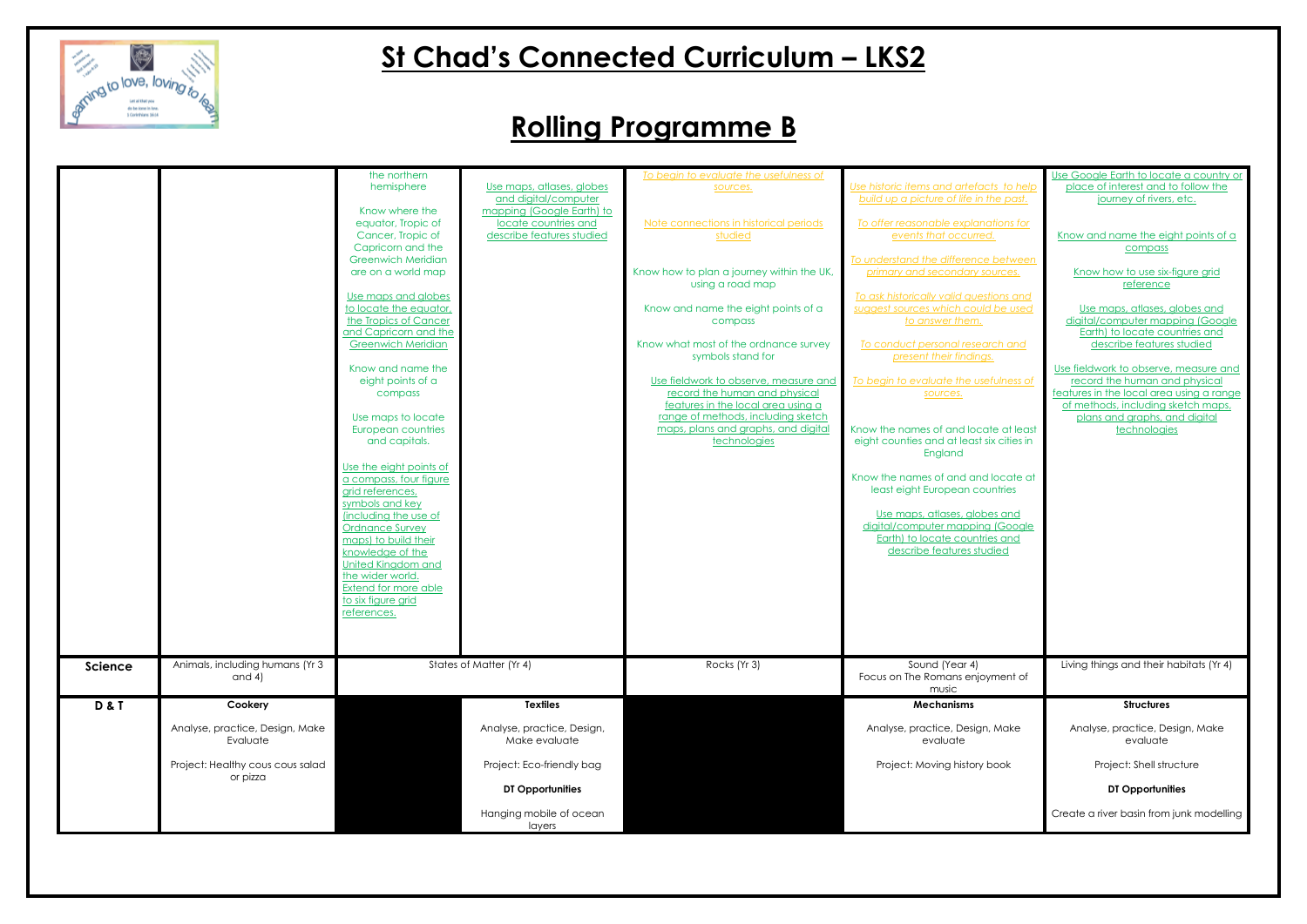# St Chad's Connected Curriculum – LKS2

# Rolling Programme B

| | | | | | | |
|---|---|---|---|---|---|---|
| | | the northern hemisphere<br><br>Know where the equator, Tropic of Cancer, Tropic of Capricorn and the Greenwich Meridian are on a world map<br><br>Use maps and globes to locate the equator, the Tropics of Cancer and Capricorn and the Greenwich Meridian<br><br>Know and name the eight points of a compass<br><br>Use maps to locate European countries and capitals.<br><br>Use the eight points of a compass, four figure grid references, symbols and key (including the use of Ordnance Survey maps) to build their knowledge of the United Kingdom and the wider world. Extend for more able to six figure grid references. | Use maps, atlases, globes and digital/computer mapping (Google Earth) to locate countries and describe features studied | *To begin to evaluate the usefulness of sources.*<br><br>Note connections in historical periods studied<br><br>Know how to plan a journey within the UK, using a road map<br><br>Know and name the eight points of a compass<br><br>Know what most of the ordnance survey symbols stand for<br><br>Use fieldwork to observe, measure and record the human and physical features in the local area using a range of methods, including sketch maps, plans and graphs, and digital technologies | *Use historic items and artefacts to help build up a picture of life in the past.*<br><br>*To offer reasonable explanations for events that occurred.*<br><br>*To understand the difference between primary and secondary sources.*<br><br>*To ask historically valid questions and suggest sources which could be used to answer them.*<br><br>*To conduct personal research and present their findings.*<br><br>*To begin to evaluate the usefulness of sources.*<br><br>Know the names of and locate at least eight counties and at least six cities in England<br><br>Know the names of and and locate at least eight European countries<br><br>Use maps, atlases, globes and digital/computer mapping (Google Earth) to locate countries and describe features studied | Use Google Earth to locate a country or place of interest and to follow the journey of rivers, etc.<br><br>Know and name the eight points of a compass<br><br>Know how to use six-figure grid reference<br><br>Use maps, atlases, globes and digital/computer mapping (Google Earth) to locate countries and describe features studied<br><br>Use fieldwork to observe, measure and record the human and physical features in the local area using a range of methods, including sketch maps, plans and graphs, and digital technologies |
| **Science** | Animals, including humans (Yr 3 and 4) | States of Matter (Yr 4) | | Rocks (Yr 3) | Sound (Year 4)<br>Focus on The Romans enjoyment of music | Living things and their habitats (Yr 4) |
| **D & T** | **Cookery**<br><br>Analyse, practice, Design, Make Evaluate<br><br>Project: Healthy cous cous salad or pizza | | **Textiles**<br><br>Analyse, practice, Design, Make evaluate<br><br>Project: Eco-friendly bag<br><br>**DT Opportunities**<br><br>Hanging mobile of ocean layers | | **Mechanisms**<br><br>Analyse, practice, Design, Make evaluate<br><br>Project: Moving history book | **Structures**<br><br>Analyse, practice, Design, Make evaluate<br><br>Project: Shell structure<br><br>**DT Opportunities**<br><br>Create a river basin from junk modelling |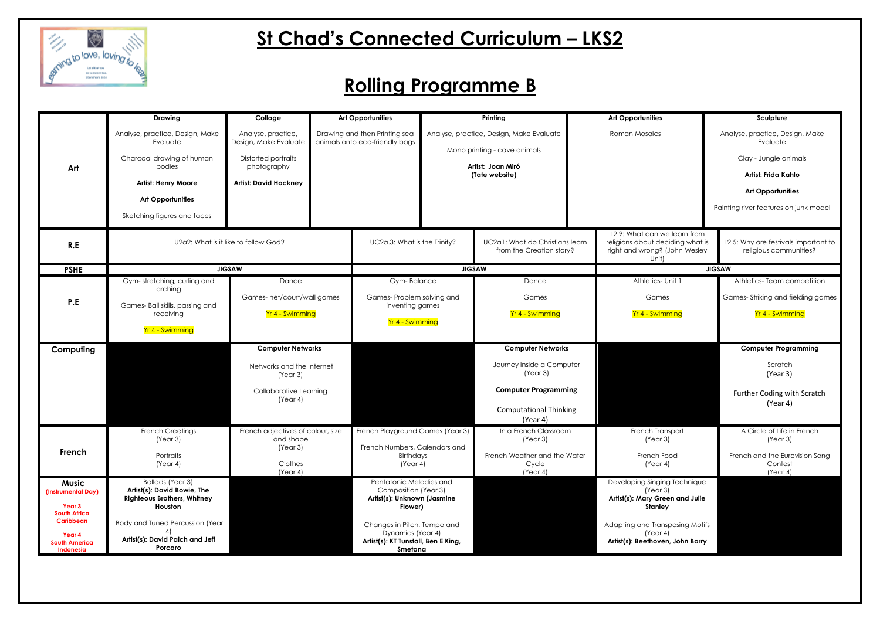# St Chad's Connected Curriculum – LKS2

# Rolling Programme B

| | | | | | | |
|---|---|---|---|---|---|---|
| **Art** | **Drawing**<br>Analyse, practice, Design, Make Evaluate<br>Charcoal drawing of human bodies<br>**Artist: Henry Moore**<br>**Art Opportunities**<br>Sketching figures and faces | **Collage**<br>Analyse, practice, Design, Make Evaluate<br>Distorted portraits photography<br>**Artist: David Hockney** | **Art Opportunities**<br>Drawing and then Printing sea animals onto eco-friendly bags | **Printing**<br>Analyse, practice, Design, Make Evaluate<br>Mono printing - cave animals<br>**Artist: Joan Miró (Tate website)** | **Art Opportunities**<br>Roman Mosaics | **Sculpture**<br>Analyse, practice, Design, Make Evaluate<br>Clay - Jungle animals<br>**Artist: Frida Kahlo**<br>**Art Opportunities**<br>Painting river features on junk model |
| **R.E** | U2a2: What is it like to follow God? | | UC2a.3: What is the Trinity? | UC2a1: What do Christians learn from the Creation story? | L2.9: What can we learn from religions about deciding what is right and wrong? (John Wesley Unit) | L2.5: Why are festivals important to religious communities? |
| **PSHE** | **JIGSAW** | | **JIGSAW** | | **JIGSAW** | |
| **P.E** | Gym- stretching, curling and arching<br>Games- Ball skills, passing and receiving<br>Yr 4 - Swimming | Dance<br>Games- net/court/wall games<br>Yr 4 - Swimming | Gym- Balance<br>Games- Problem solving and inventing games<br>Yr 4 - Swimming | Dance<br>Games<br>Yr 4 - Swimming | Athletics- Unit 1<br>Games<br>Yr 4 - Swimming | Athletics- Team competition<br>Games- Striking and fielding games<br>Yr 4 - Swimming |
| **Computing** | | **Computer Networks**<br>Networks and the Internet (Year 3)<br>Collaborative Learning (Year 4) | | **Computer Networks**<br>Journey inside a Computer (Year 3)<br>**Computer Programming**<br>Computational Thinking (Year 4) | | **Computer Programming**<br>Scratch (Year 3)<br>Further Coding with Scratch (Year 4) |
| **French** | French Greetings (Year 3)<br>Portraits (Year 4) | French adjectives of colour, size and shape (Year 3)<br>Clothes (Year 4) | French Playground Games (Year 3)<br>French Numbers, Calendars and Birthdays (Year 4) | In a French Classroom (Year 3)<br>French Weather and the Water Cycle (Year 4) | French Transport (Year 3)<br>French Food (Year 4) | A Circle of Life in French (Year 3)<br>French and the Eurovision Song Contest (Year 4) |
| **Music**<br>**(Instrumental Day)**<br>**Year 3**<br>**South Africa**<br>**Caribbean**<br>**Year 4**<br>**South America**<br>**Indonesia** | Ballads (Year 3)<br>**Artist(s): David Bowie, The Righteous Brothers, Whitney Houston**<br>Body and Tuned Percussion (Year 4)<br>**Artist(s): David Paich and Jeff Porcaro** | | Pentatonic Melodies and Composition (Year 3)<br>**Artist(s): Unknown (Jasmine Flower)**<br>Changes in Pitch, Tempo and Dynamics (Year 4)<br>**Artist(s): KT Tunstall, Ben E King, Smetana** | | Developing Singing Technique (Year 3)<br>**Artist(s): Mary Green and Julie Stanley**<br>Adapting and Transposing Motifs (Year 4)<br>**Artist(s): Beethoven, John Barry** | |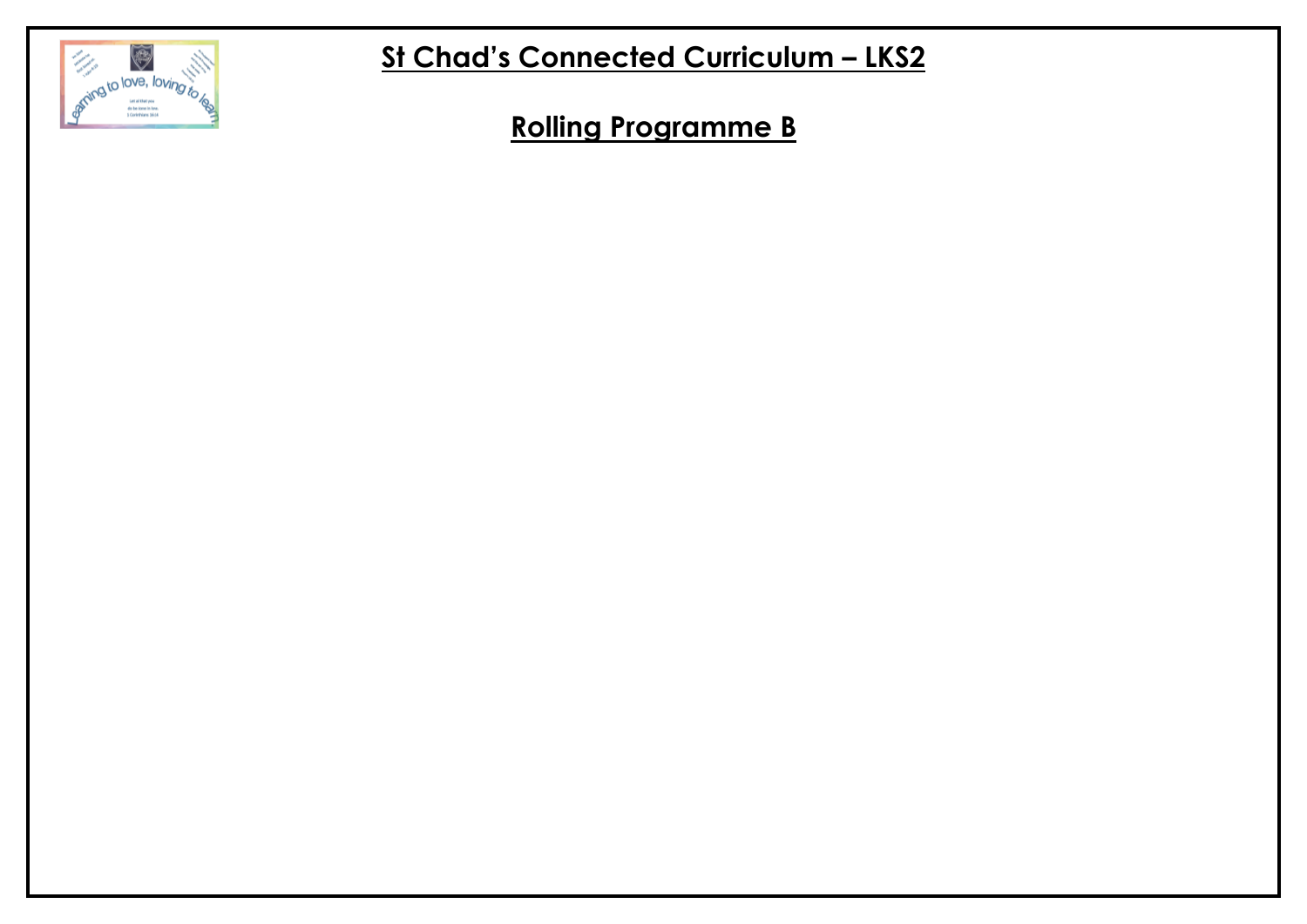# St Chad's Connected Curriculum – LKS2

## Rolling Programme B